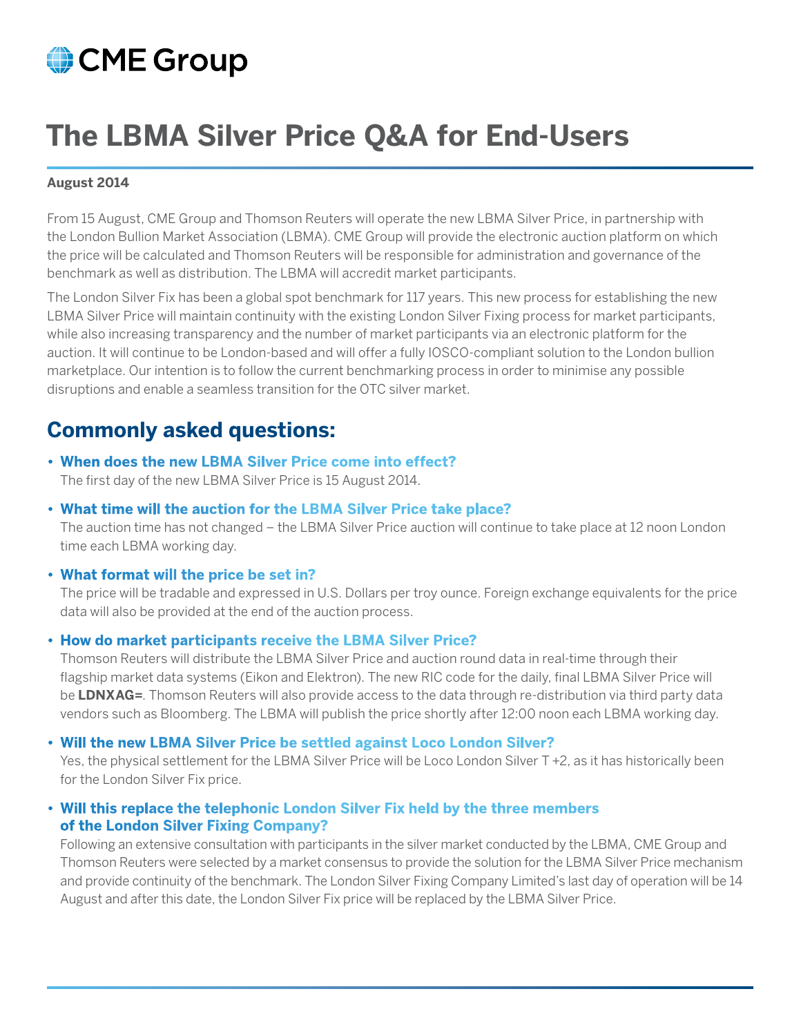CME Group

# The LBMA Silver Price Q&A for End-Users

**August 2014**

From 15 August, CME Group and Thomson Reuters will operate the new LBMA Silver Price, in partnership with the London Bullion Market Association (LBMA). CME Group will provide the electronic auction platform on which the price will be calculated and Thomson Reuters will be responsible for administration and governance of the benchmark as well as distribution. The LBMA will accredit market participants.

The London Silver Fix has been a global spot benchmark for 117 years. This new process for establishing the new LBMA Silver Price will maintain continuity with the existing London Silver Fixing process for market participants, while also increasing transparency and the number of market participants via an electronic platform for the auction. It will continue to be London-based and will offer a fully IOSCO-compliant solution to the London bullion marketplace. Our intention is to follow the current benchmarking process in order to minimise any possible disruptions and enable a seamless transition for the OTC silver market.

## Commonly asked questions:

- **When does the new LBMA Silver Price come into effect?**
  The first day of the new LBMA Silver Price is 15 August 2014.

- **What time will the auction for the LBMA Silver Price take place?**
  The auction time has not changed – the LBMA Silver Price auction will continue to take place at 12 noon London time each LBMA working day.

- **What format will the price be set in?**
  The price will be tradable and expressed in U.S. Dollars per troy ounce. Foreign exchange equivalents for the price data will also be provided at the end of the auction process.

- **How do market participants receive the LBMA Silver Price?**
  Thomson Reuters will distribute the LBMA Silver Price and auction round data in real-time through their flagship market data systems (Eikon and Elektron). The new RIC code for the daily, final LBMA Silver Price will be **LDNXAG=**. Thomson Reuters will also provide access to the data through re-distribution via third party data vendors such as Bloomberg. The LBMA will publish the price shortly after 12:00 noon each LBMA working day.

- **Will the new LBMA Silver Price be settled against Loco London Silver?**
  Yes, the physical settlement for the LBMA Silver Price will be Loco London Silver T +2, as it has historically been for the London Silver Fix price.

- **Will this replace the telephonic London Silver Fix held by the three members of the London Silver Fixing Company?**
  Following an extensive consultation with participants in the silver market conducted by the LBMA, CME Group and Thomson Reuters were selected by a market consensus to provide the solution for the LBMA Silver Price mechanism and provide continuity of the benchmark. The London Silver Fixing Company Limited's last day of operation will be 14 August and after this date, the London Silver Fix price will be replaced by the LBMA Silver Price.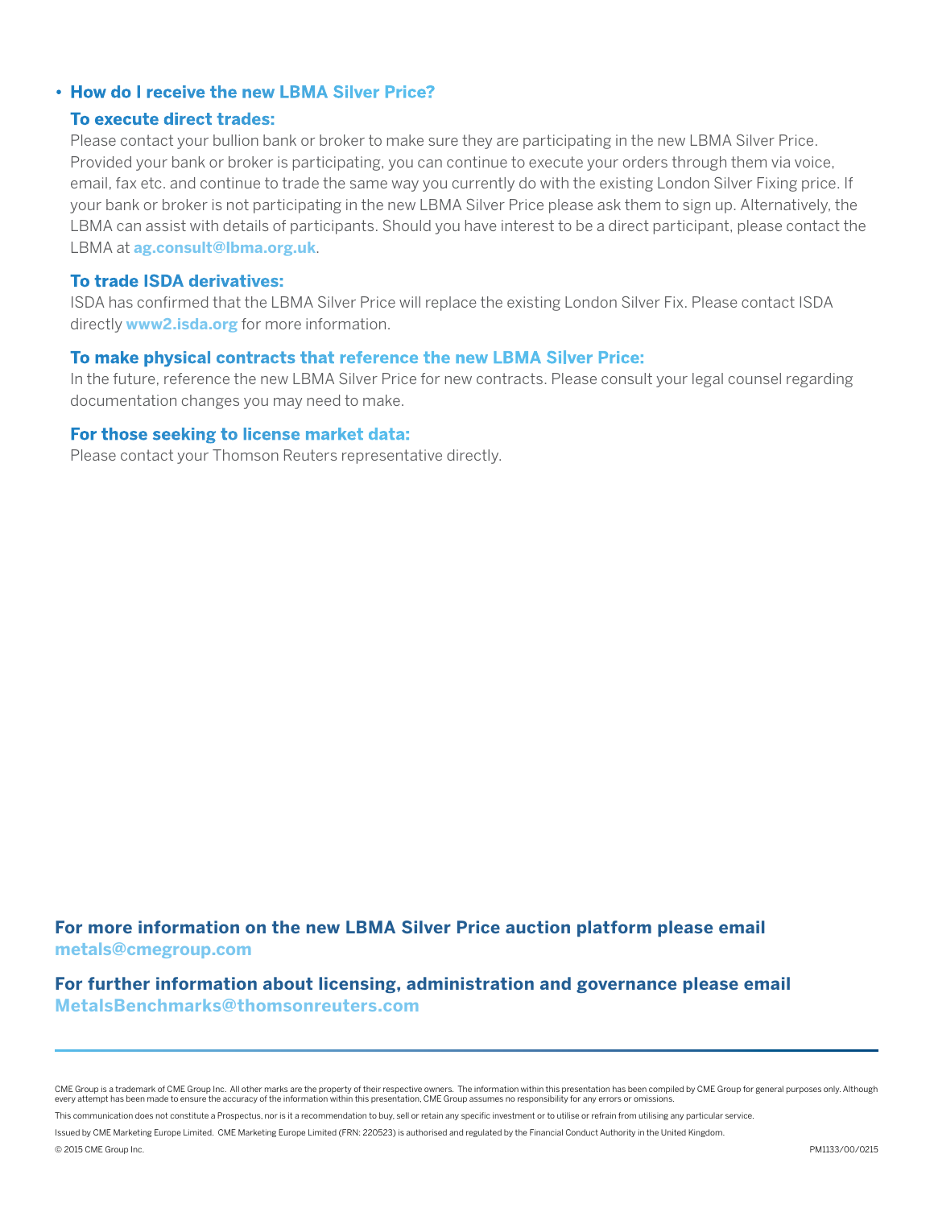- **How do I receive the new LBMA Silver Price?**

  **To execute direct trades:**

  Please contact your bullion bank or broker to make sure they are participating in the new LBMA Silver Price. Provided your bank or broker is participating, you can continue to execute your orders through them via voice, email, fax etc. and continue to trade the same way you currently do with the existing London Silver Fixing price. If your bank or broker is not participating in the new LBMA Silver Price please ask them to sign up. Alternatively, the LBMA can assist with details of participants. Should you have interest to be a direct participant, please contact the LBMA at **ag.consult@lbma.org.uk**.

  **To trade ISDA derivatives:**

  ISDA has confirmed that the LBMA Silver Price will replace the existing London Silver Fix. Please contact ISDA directly **www2.isda.org** for more information.

  **To make physical contracts that reference the new LBMA Silver Price:**

  In the future, reference the new LBMA Silver Price for new contracts. Please consult your legal counsel regarding documentation changes you may need to make.

  **For those seeking to license market data:**

  Please contact your Thomson Reuters representative directly.

**For more information on the new LBMA Silver Price auction platform please email metals@cmegroup.com**

**For further information about licensing, administration and governance please email MetalsBenchmarks@thomsonreuters.com**

---

CME Group is a trademark of CME Group Inc. All other marks are the property of their respective owners. The information within this presentation has been compiled by CME Group for general purposes only. Although every attempt has been made to ensure the accuracy of the information within this presentation, CME Group assumes no responsibility for any errors or omissions.

This communication does not constitute a Prospectus, nor is it a recommendation to buy, sell or retain any specific investment or to utilise or refrain from utilising any particular service.

Issued by CME Marketing Europe Limited. CME Marketing Europe Limited (FRN: 220523) is authorised and regulated by the Financial Conduct Authority in the United Kingdom.

© 2015 CME Group Inc.

PM1133/00/0215